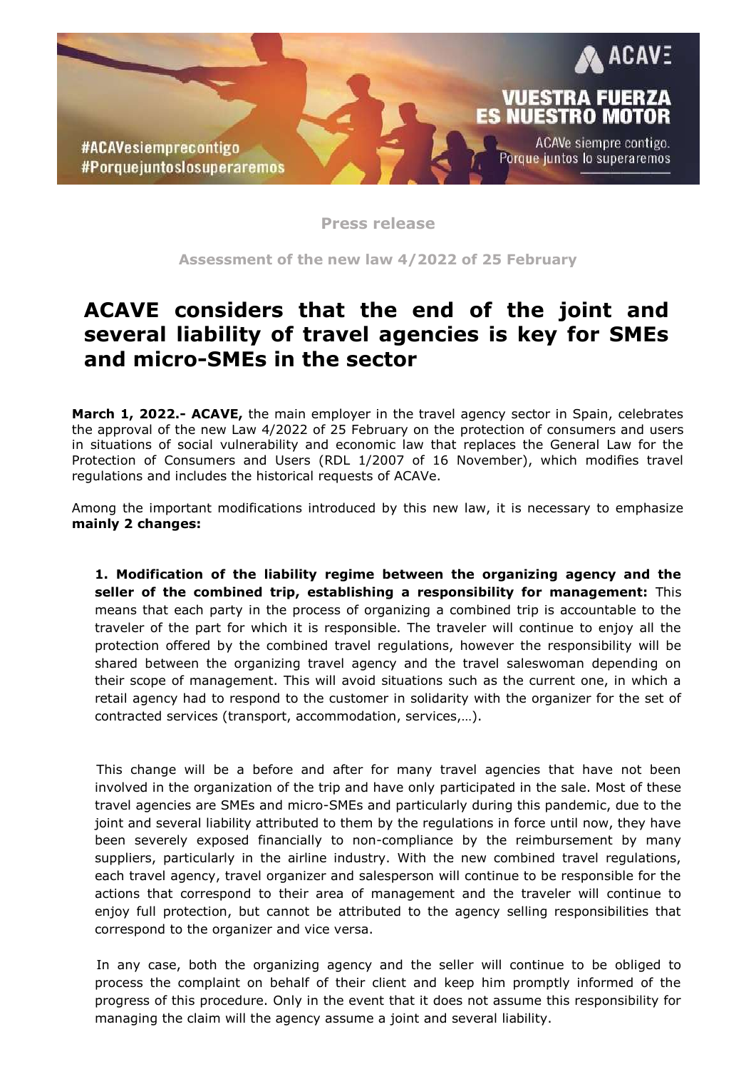Press release

Assessment of the new law 4/2022 of 25 February

# ACAVE considers that the end of the joint and several liability of travel agencies is key for SMEs and micro-SMEs in the sector

**March 1, 2022.- ACAVE,** the main employer in the travel agency sector in Spain, celebrates the approval of the new Law 4/2022 of 25 February on the protection of consumers and users in situations of social vulnerability and economic law that replaces the General Law for the Protection of Consumers and Users (RDL 1/2007 of 16 November), which modifies travel regulations and includes the historical requests of ACAVe.

Among the important modifications introduced by this new law, it is necessary to emphasize **mainly 2 changes:**

**1. Modification of the liability regime between the organizing agency and the seller of the combined trip, establishing a responsibility for management:** This means that each party in the process of organizing a combined trip is accountable to the traveler of the part for which it is responsible. The traveler will continue to enjoy all the protection offered by the combined travel regulations, however the responsibility will be shared between the organizing travel agency and the travel saleswoman depending on their scope of management. This will avoid situations such as the current one, in which a retail agency had to respond to the customer in solidarity with the organizer for the set of contracted services (transport, accommodation, services,…).

This change will be a before and after for many travel agencies that have not been involved in the organization of the trip and have only participated in the sale. Most of these travel agencies are SMEs and micro-SMEs and particularly during this pandemic, due to the joint and several liability attributed to them by the regulations in force until now, they have been severely exposed financially to non-compliance by the reimbursement by many suppliers, particularly in the airline industry. With the new combined travel regulations, each travel agency, travel organizer and salesperson will continue to be responsible for the actions that correspond to their area of management and the traveler will continue to enjoy full protection, but cannot be attributed to the agency selling responsibilities that correspond to the organizer and vice versa.

In any case, both the organizing agency and the seller will continue to be obliged to process the complaint on behalf of their client and keep him promptly informed of the progress of this procedure. Only in the event that it does not assume this responsibility for managing the claim will the agency assume a joint and several liability.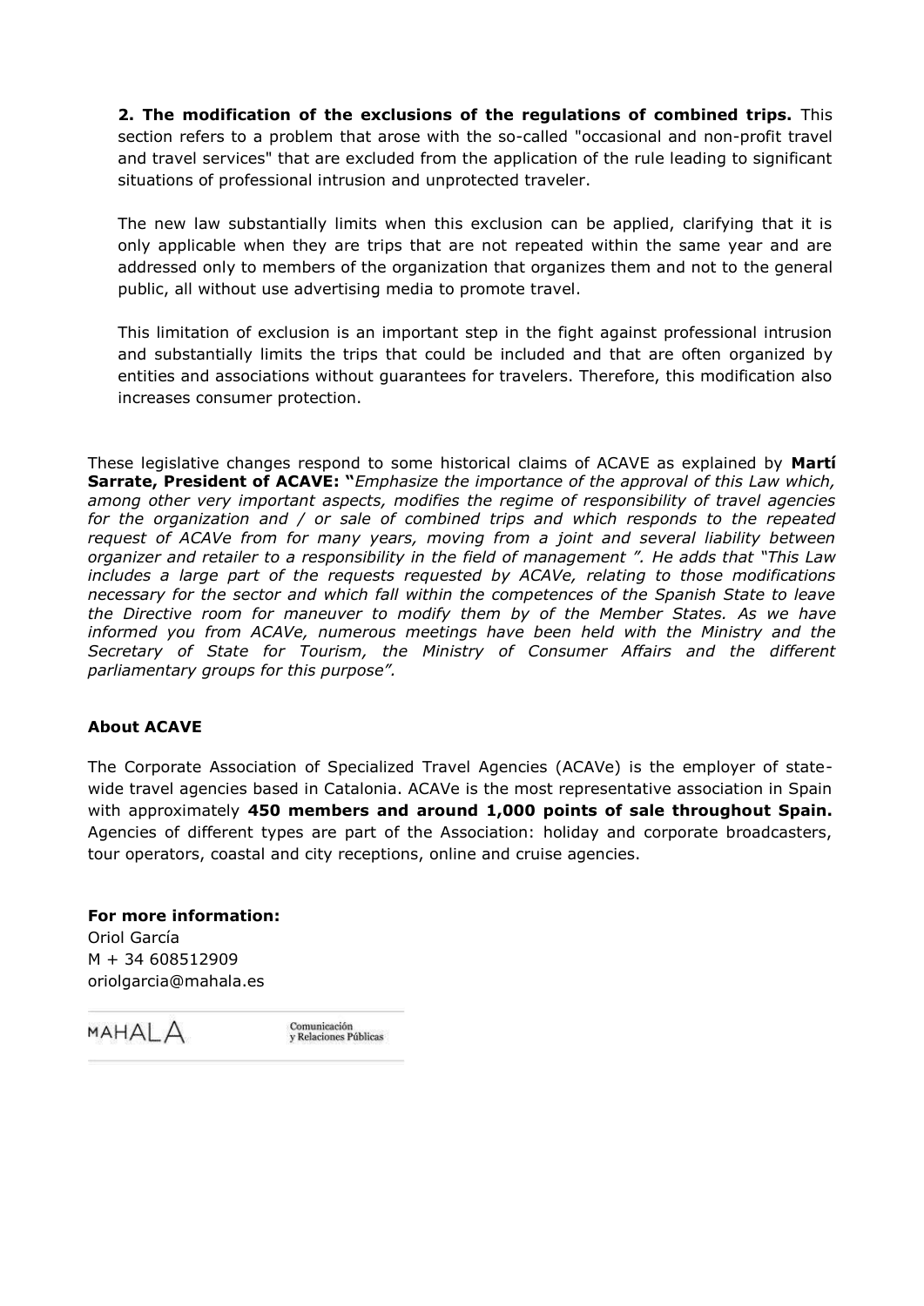**2. The modification of the exclusions of the regulations of combined trips.** This section refers to a problem that arose with the so-called "occasional and non-profit travel and travel services" that are excluded from the application of the rule leading to significant situations of professional intrusion and unprotected traveler.

The new law substantially limits when this exclusion can be applied, clarifying that it is only applicable when they are trips that are not repeated within the same year and are addressed only to members of the organization that organizes them and not to the general public, all without use advertising media to promote travel.

This limitation of exclusion is an important step in the fight against professional intrusion and substantially limits the trips that could be included and that are often organized by entities and associations without guarantees for travelers. Therefore, this modification also increases consumer protection.

These legislative changes respond to some historical claims of ACAVE as explained by **Martí Sarrate, President of ACAVE:** "*Emphasize the importance of the approval of this Law which, among other very important aspects, modifies the regime of responsibility of travel agencies for the organization and / or sale of combined trips and which responds to the repeated request of ACAVe from for many years, moving from a joint and several liability between organizer and retailer to a responsibility in the field of management ".* He adds that "*This Law includes a large part of the requests requested by ACAVe, relating to those modifications necessary for the sector and which fall within the competences of the Spanish State to leave the Directive room for maneuver to modify them by of the Member States. As we have informed you from ACAVe, numerous meetings have been held with the Ministry and the Secretary of State for Tourism, the Ministry of Consumer Affairs and the different parliamentary groups for this purpose".*

**About ACAVE**

The Corporate Association of Specialized Travel Agencies (ACAVe) is the employer of state-wide travel agencies based in Catalonia. ACAVe is the most representative association in Spain with approximately **450 members and around 1,000 points of sale throughout Spain.** Agencies of different types are part of the Association: holiday and corporate broadcasters, tour operators, coastal and city receptions, online and cruise agencies.

**For more information:**
Oriol García
M + 34 608512909
oriolgarcia@mahala.es

MAHALA Comunicación y Relaciones Públicas